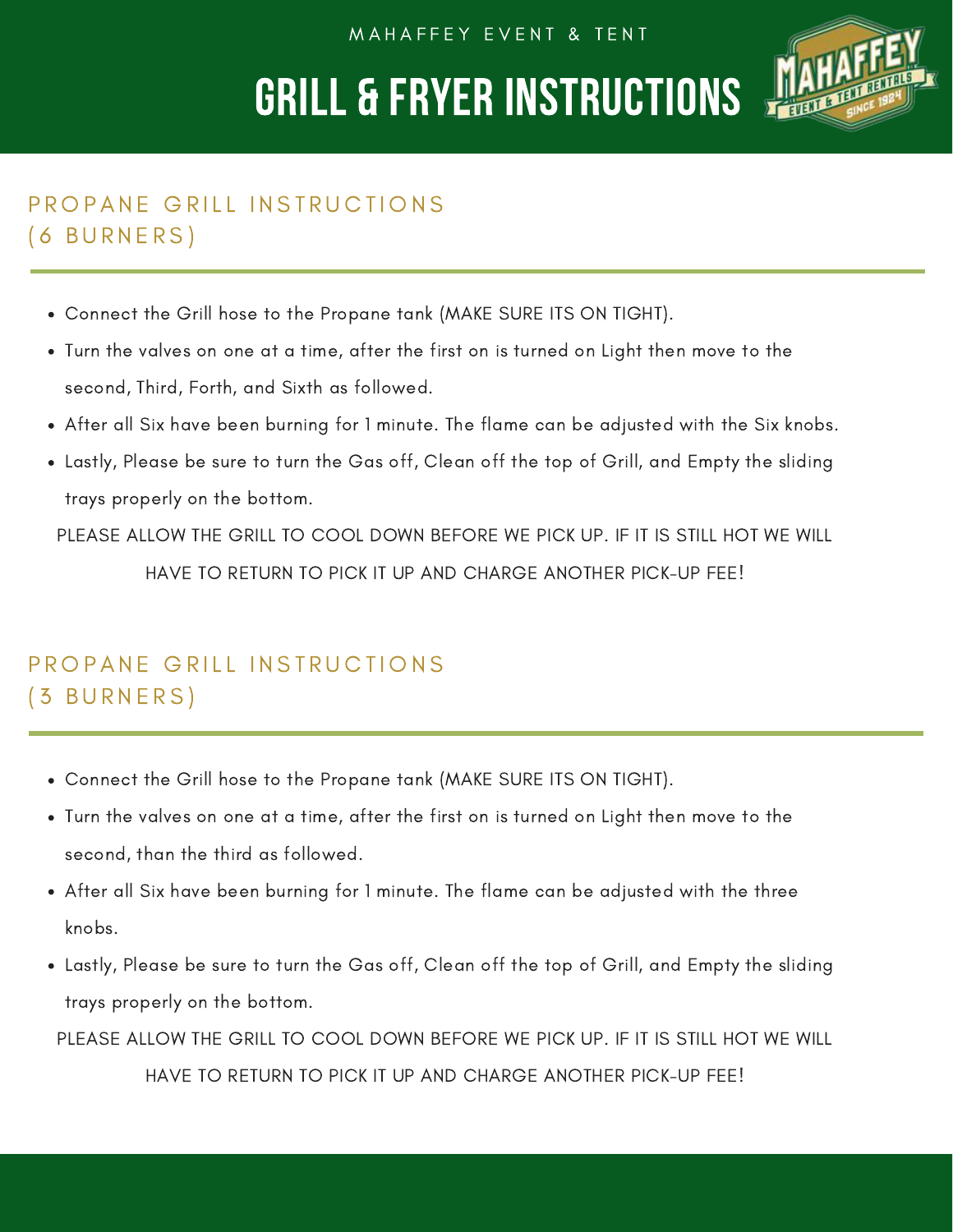MAHAFFEY EVENT & TENT

# GRILL & FRYER INSTRUCTIONS

## PROPANE GRILL INSTRUCTIONS (6 BURNERS)

- Connect the Grill hose to the Propane tank (MAKE SURE ITS ON TIGHT).
- Turn the valves on one at a time, after the first on is turned on Light then move to the second, Third, Forth, and Sixth as followed.
- After all Six have been burning for 1 minute. The flame can be adjusted with the Six knobs.
- Lastly, Please be sure to turn the Gas off, Clean off the top of Grill, and Empty the sliding trays properly on the bottom.

PLEASE ALLOW THE GRILL TO COOL DOWN BEFORE WE PICK UP. IF IT IS STILL HOT WE WILL HAVE TO RETURN TO PICK IT UP AND CHARGE ANOTHER PICK-UP FEE!

## PROPANE GRILL INSTRUCTIONS (3 BURNERS)

- Connect the Grill hose to the Propane tank (MAKE SURE ITS ON TIGHT).
- Turn the valves on one at a time, after the first on is turned on Light then move to the second, than the third as followed.
- After all Six have been burning for 1 minute. The flame can be adjusted with the three knobs.
- Lastly, Please be sure to turn the Gas off, Clean off the top of Grill, and Empty the sliding trays properly on the bottom.

PLEASE ALLOW THE GRILL TO COOL DOWN BEFORE WE PICK UP. IF IT IS STILL HOT WE WILL HAVE TO RETURN TO PICK IT UP AND CHARGE ANOTHER PICK-UP FEE!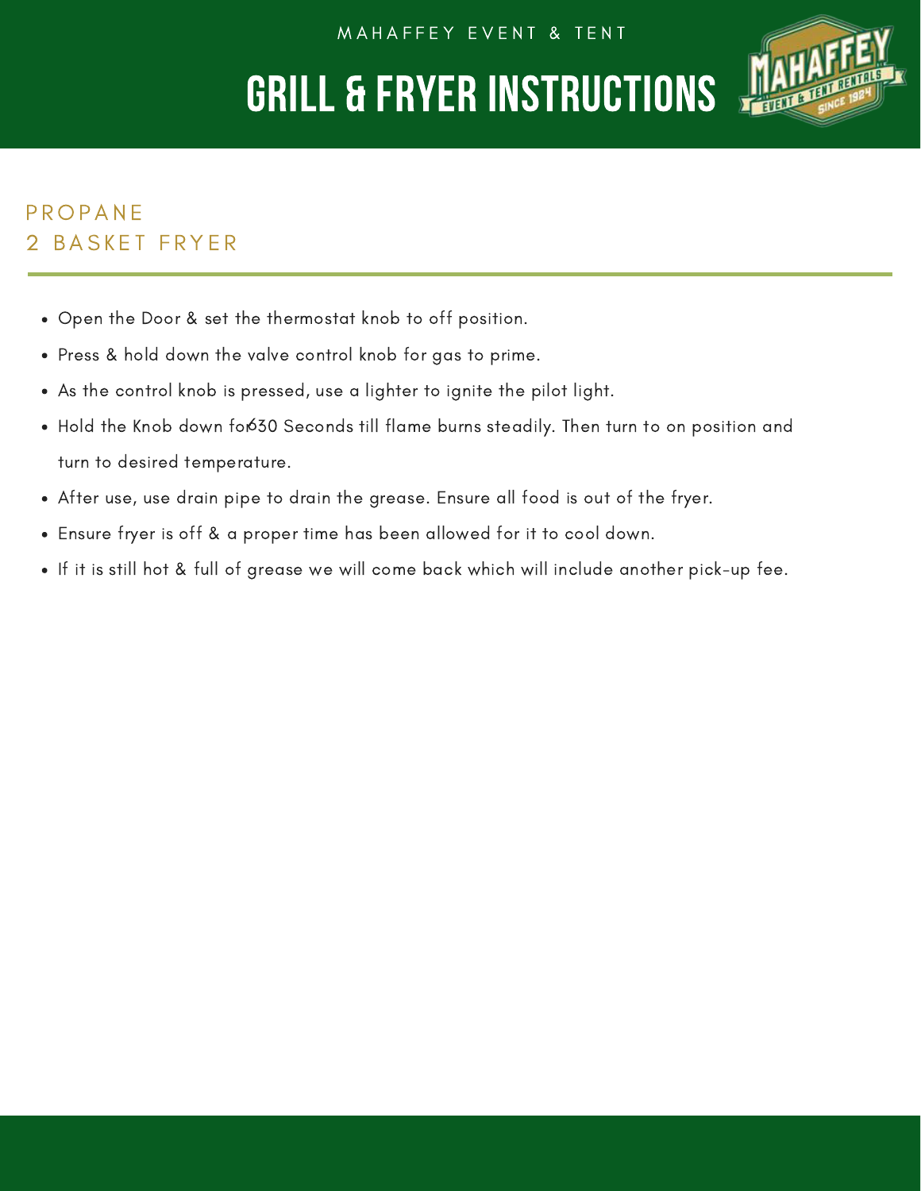MAHAFFEY EVENT & TENT

# GRILL & FRYER INSTRUCTIONS

## PROPANE
## 2 BASKET FRYER

- Open the Door & set the thermostat knob to off position.
- Press & hold down the valve control knob for gas to prime.
- As the control knob is pressed, use a lighter to ignite the pilot light.
- Hold the Knob down for 30 Seconds till flame burns steadily. Then turn to on position and turn to desired temperature.
- After use, use drain pipe to drain the grease. Ensure all food is out of the fryer.
- Ensure fryer is off & a proper time has been allowed for it to cool down.
- If it is still hot & full of grease we will come back which will include another pick-up fee.